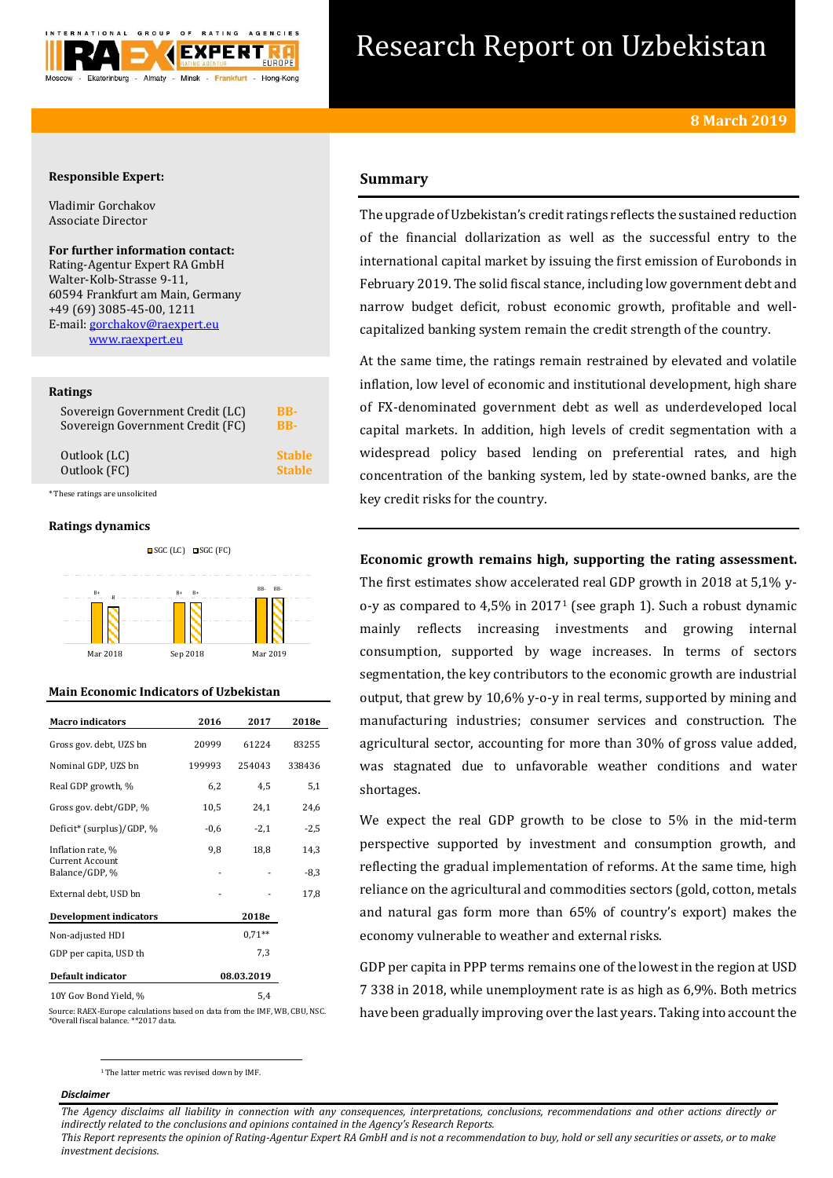# Research Report on Uzbekistan

**8 March 2019**

**Responsible Expert:**

Vladimir Gorchakov
Associate Director

**For further information contact:**
Rating-Agentur Expert RA GmbH
Walter-Kolb-Strasse 9-11,
60594 Frankfurt am Main, Germany
+49 (69) 3085-45-00, 1211
E-mail: gorchakov@raexpert.eu
www.raexpert.eu

**Ratings**

| | |
|---|---|
| Sovereign Government Credit (LC) | BB- |
| Sovereign Government Credit (FC) | BB- |
| Outlook (LC) | Stable |
| Outlook (FC) | Stable |

*These ratings are unsolicited

**Ratings dynamics**

| | Mar 2018 | Sep 2018 | Mar 2019 |
|---|---|---|---|
| SGC (LC) | B+ | B+ | BB- |
| SGC (FC) | B | B+ | BB- |

**Main Economic Indicators of Uzbekistan**

| Macro indicators | 2016 | 2017 | 2018e |
|---|---|---|---|
| Gross gov. debt, UZS bn | 20999 | 61224 | 83255 |
| Nominal GDP, UZS bn | 199993 | 254043 | 338436 |
| Real GDP growth, % | 6,2 | 4,5 | 5,1 |
| Gross gov. debt/GDP, % | 10,5 | 24,1 | 24,6 |
| Deficit* (surplus)/GDP, % | -0,6 | -2,1 | -2,5 |
| Inflation rate, % | 9,8 | 18,8 | 14,3 |
| Current Account Balance/GDP, % | - | - | -8,3 |
| External debt, USD bn | - | - | 17,8 |
| **Development indicators** | | **2018e** | |
| Non-adjusted HDI | | 0,71** | |
| GDP per capita, USD th | | 7,3 | |
| **Default indicator** | | **08.03.2019** | |
| 10Y Gov Bond Yield, % | | 5,4 | |

Source: RAEX-Europe calculations based on data from the IMF, WB, CBU, NSC.
*Overall fiscal balance. **2017 data.

## Summary

The upgrade of Uzbekistan's credit ratings reflects the sustained reduction of the financial dollarization as well as the successful entry to the international capital market by issuing the first emission of Eurobonds in February 2019. The solid fiscal stance, including low government debt and narrow budget deficit, robust economic growth, profitable and well-capitalized banking system remain the credit strength of the country.

At the same time, the ratings remain restrained by elevated and volatile inflation, low level of economic and institutional development, high share of FX-denominated government debt as well as underdeveloped local capital markets. In addition, high levels of credit segmentation with a widespread policy based lending on preferential rates, and high concentration of the banking system, led by state-owned banks, are the key credit risks for the country.

**Economic growth remains high, supporting the rating assessment.** The first estimates show accelerated real GDP growth in 2018 at 5,1% y-o-y as compared to 4,5% in 2017[1] (see graph 1). Such a robust dynamic mainly reflects increasing investments and growing internal consumption, supported by wage increases. In terms of sectors segmentation, the key contributors to the economic growth are industrial output, that grew by 10,6% y-o-y in real terms, supported by mining and manufacturing industries; consumer services and construction. The agricultural sector, accounting for more than 30% of gross value added, was stagnated due to unfavorable weather conditions and water shortages.

We expect the real GDP growth to be close to 5% in the mid-term perspective supported by investment and consumption growth, and reflecting the gradual implementation of reforms. At the same time, high reliance on the agricultural and commodities sectors (gold, cotton, metals and natural gas form more than 65% of country's export) makes the economy vulnerable to weather and external risks.

GDP per capita in PPP terms remains one of the lowest in the region at USD 7 338 in 2018, while unemployment rate is as high as 6,9%. Both metrics have been gradually improving over the last years. Taking into account the

[1] The latter metric was revised down by IMF.

*Disclaimer*

*The Agency disclaims all liability in connection with any consequences, interpretations, conclusions, recommendations and other actions directly or indirectly related to the conclusions and opinions contained in the Agency's Research Reports.*
*This Report represents the opinion of Rating-Agentur Expert RA GmbH and is not a recommendation to buy, hold or sell any securities or assets, or to make investment decisions.*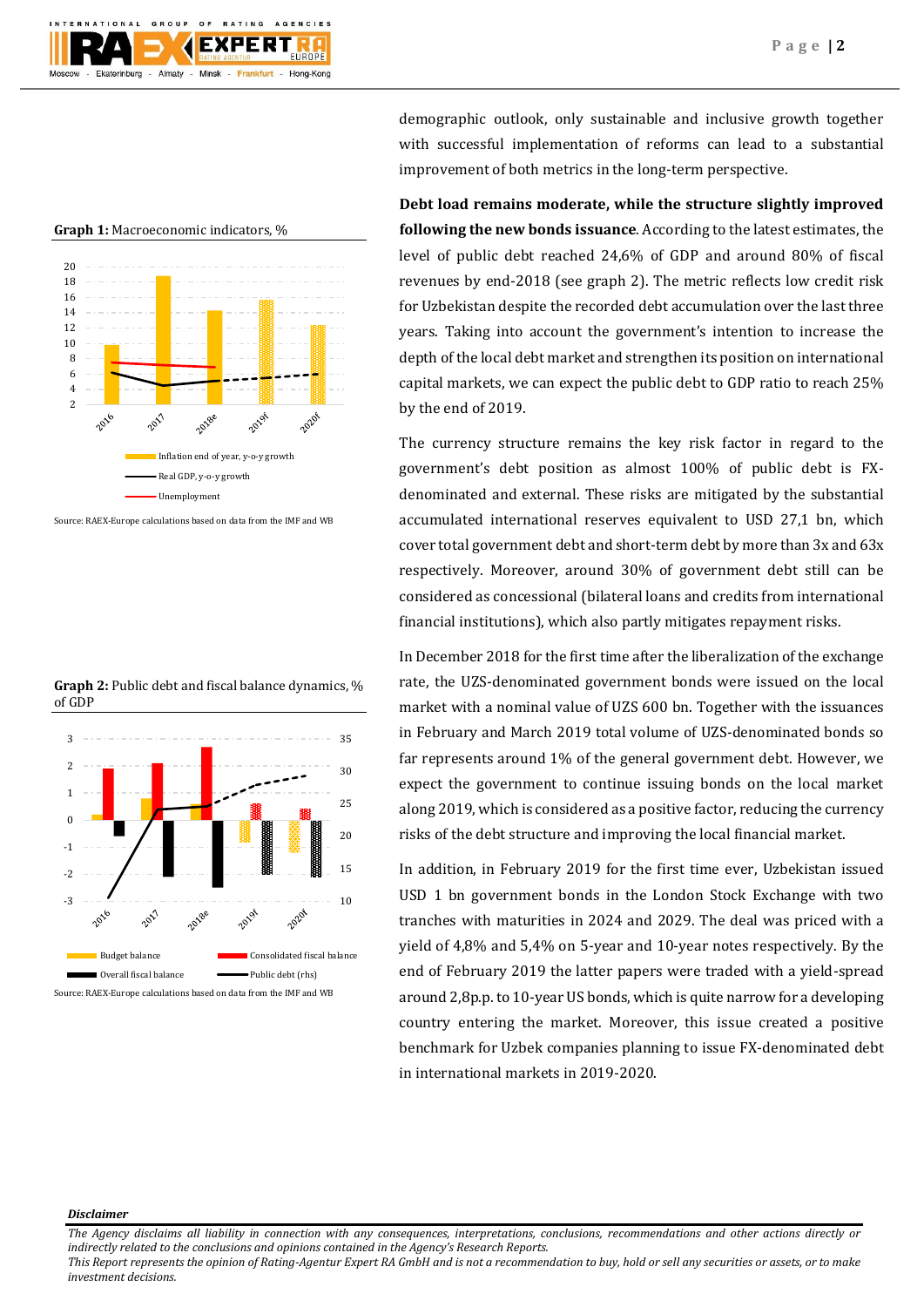demographic outlook, only sustainable and inclusive growth together with successful implementation of reforms can lead to a substantial improvement of both metrics in the long-term perspective.

**Graph 1:** Macroeconomic indicators, %

Source: RAEX-Europe calculations based on data from the IMF and WB

**Debt load remains moderate, while the structure slightly improved following the new bonds issuance**. According to the latest estimates, the level of public debt reached 24,6% of GDP and around 80% of fiscal revenues by end-2018 (see graph 2). The metric reflects low credit risk for Uzbekistan despite the recorded debt accumulation over the last three years. Taking into account the government's intention to increase the depth of the local debt market and strengthen its position on international capital markets, we can expect the public debt to GDP ratio to reach 25% by the end of 2019.

The currency structure remains the key risk factor in regard to the government's debt position as almost 100% of public debt is FX-denominated and external. These risks are mitigated by the substantial accumulated international reserves equivalent to USD 27,1 bn, which cover total government debt and short-term debt by more than 3x and 63x respectively. Moreover, around 30% of government debt still can be considered as concessional (bilateral loans and credits from international financial institutions), which also partly mitigates repayment risks.

**Graph 2:** Public debt and fiscal balance dynamics, % of GDP

Source: RAEX-Europe calculations based on data from the IMF and WB

In December 2018 for the first time after the liberalization of the exchange rate, the UZS-denominated government bonds were issued on the local market with a nominal value of UZS 600 bn. Together with the issuances in February and March 2019 total volume of UZS-denominated bonds so far represents around 1% of the general government debt. However, we expect the government to continue issuing bonds on the local market along 2019, which is considered as a positive factor, reducing the currency risks of the debt structure and improving the local financial market.

In addition, in February 2019 for the first time ever, Uzbekistan issued USD 1 bn government bonds in the London Stock Exchange with two tranches with maturities in 2024 and 2029. The deal was priced with a yield of 4,8% and 5,4% on 5-year and 10-year notes respectively. By the end of February 2019 the latter papers were traded with a yield-spread around 2,8p.p. to 10-year US bonds, which is quite narrow for a developing country entering the market. Moreover, this issue created a positive benchmark for Uzbek companies planning to issue FX-denominated debt in international markets in 2019-2020.

***Disclaimer***

*The Agency disclaims all liability in connection with any consequences, interpretations, conclusions, recommendations and other actions directly or indirectly related to the conclusions and opinions contained in the Agency's Research Reports.*
*This Report represents the opinion of Rating-Agentur Expert RA GmbH and is not a recommendation to buy, hold or sell any securities or assets, or to make investment decisions.*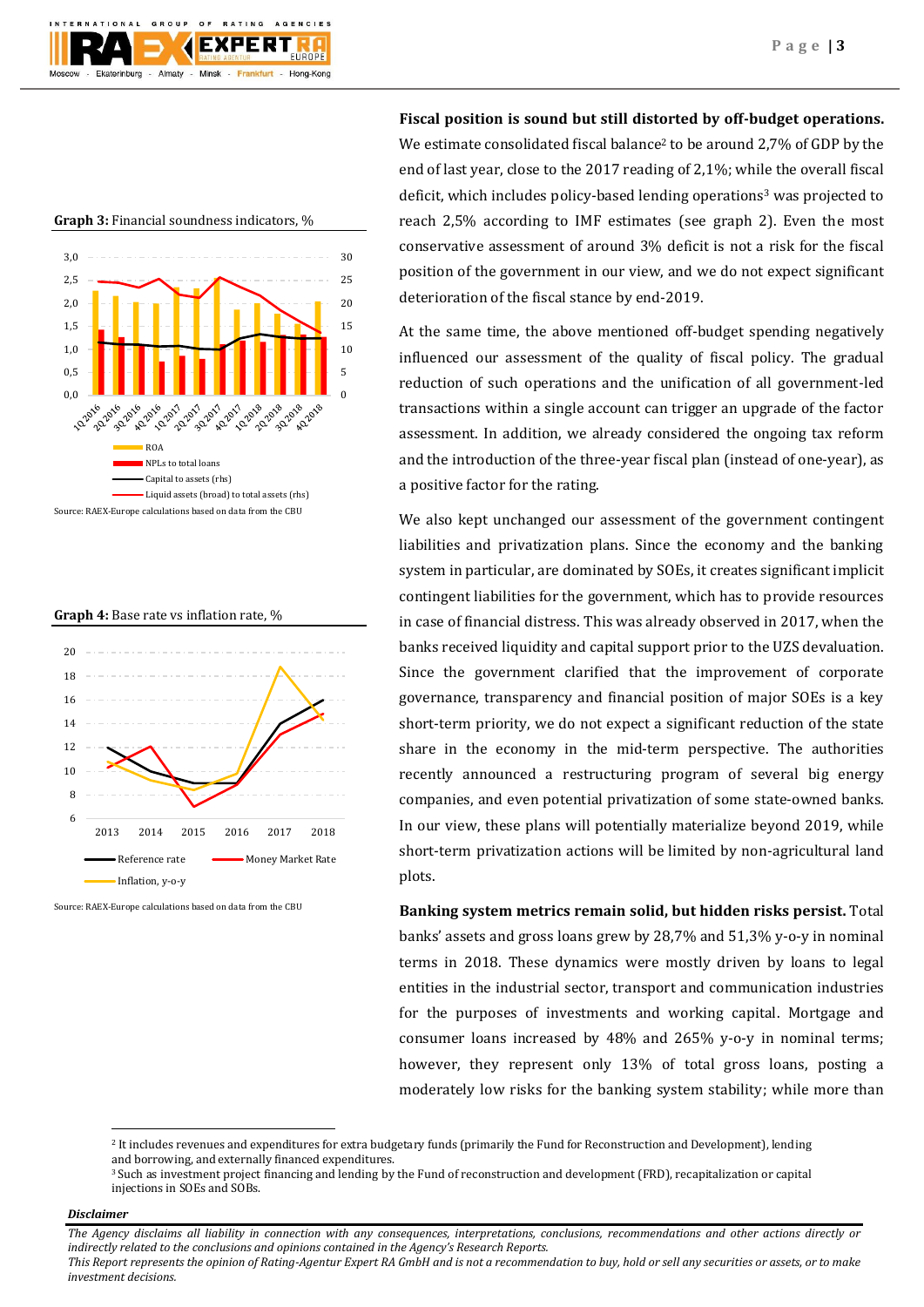**Graph 3:** Financial soundness indicators, %

Source: RAEX-Europe calculations based on data from the CBU

**Graph 4:** Base rate vs inflation rate, %

Source: RAEX-Europe calculations based on data from the CBU

**Fiscal position is sound but still distorted by off-budget operations.** We estimate consolidated fiscal balance[2] to be around 2,7% of GDP by the end of last year, close to the 2017 reading of 2,1%; while the overall fiscal deficit, which includes policy-based lending operations[3] was projected to reach 2,5% according to IMF estimates (see graph 2). Even the most conservative assessment of around 3% deficit is not a risk for the fiscal position of the government in our view, and we do not expect significant deterioration of the fiscal stance by end-2019.

At the same time, the above mentioned off-budget spending negatively influenced our assessment of the quality of fiscal policy. The gradual reduction of such operations and the unification of all government-led transactions within a single account can trigger an upgrade of the factor assessment. In addition, we already considered the ongoing tax reform and the introduction of the three-year fiscal plan (instead of one-year), as a positive factor for the rating.

We also kept unchanged our assessment of the government contingent liabilities and privatization plans. Since the economy and the banking system in particular, are dominated by SOEs, it creates significant implicit contingent liabilities for the government, which has to provide resources in case of financial distress. This was already observed in 2017, when the banks received liquidity and capital support prior to the UZS devaluation. Since the government clarified that the improvement of corporate governance, transparency and financial position of major SOEs is a key short-term priority, we do not expect a significant reduction of the state share in the economy in the mid-term perspective. The authorities recently announced a restructuring program of several big energy companies, and even potential privatization of some state-owned banks. In our view, these plans will potentially materialize beyond 2019, while short-term privatization actions will be limited by non-agricultural land plots.

**Banking system metrics remain solid, but hidden risks persist.** Total banks' assets and gross loans grew by 28,7% and 51,3% y-o-y in nominal terms in 2018. These dynamics were mostly driven by loans to legal entities in the industrial sector, transport and communication industries for the purposes of investments and working capital. Mortgage and consumer loans increased by 48% and 265% y-o-y in nominal terms; however, they represent only 13% of total gross loans, posting a moderately low risks for the banking system stability; while more than

---

[2] It includes revenues and expenditures for extra budgetary funds (primarily the Fund for Reconstruction and Development), lending and borrowing, and externally financed expenditures.

[3] Such as investment project financing and lending by the Fund of reconstruction and development (FRD), recapitalization or capital injections in SOEs and SOBs.

***Disclaimer***

*The Agency disclaims all liability in connection with any consequences, interpretations, conclusions, recommendations and other actions directly or indirectly related to the conclusions and opinions contained in the Agency's Research Reports.*

*This Report represents the opinion of Rating-Agentur Expert RA GmbH and is not a recommendation to buy, hold or sell any securities or assets, or to make investment decisions.*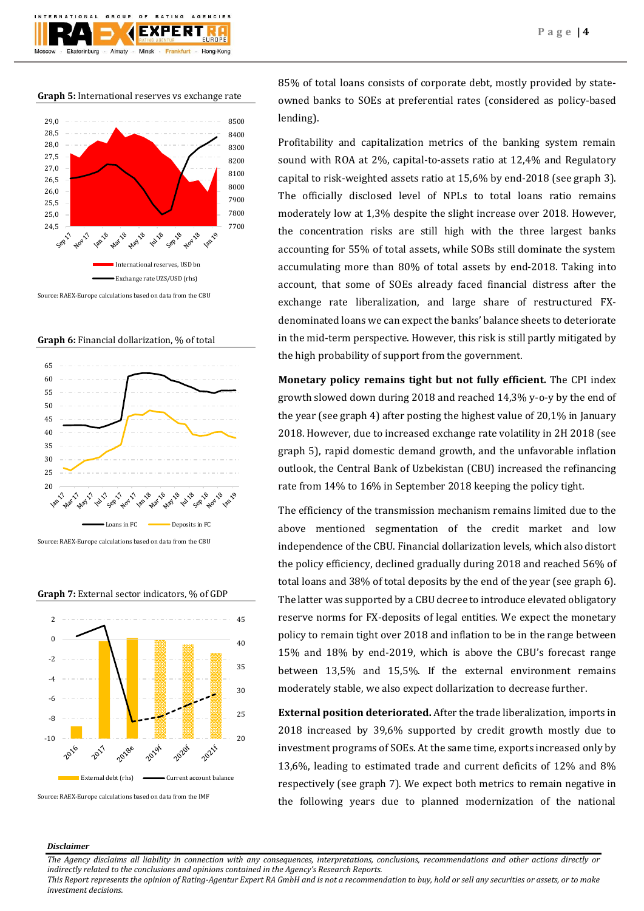**Graph 5:** International reserves vs exchange rate

Source: RAEX-Europe calculations based on data from the CBU

**Graph 6:** Financial dollarization, % of total

Source: RAEX-Europe calculations based on data from the CBU

**Graph 7:** External sector indicators, % of GDP

Source: RAEX-Europe calculations based on data from the IMF

85% of total loans consists of corporate debt, mostly provided by state-owned banks to SOEs at preferential rates (considered as policy-based lending).

Profitability and capitalization metrics of the banking system remain sound with ROA at 2%, capital-to-assets ratio at 12,4% and Regulatory capital to risk-weighted assets ratio at 15,6% by end-2018 (see graph 3). The officially disclosed level of NPLs to total loans ratio remains moderately low at 1,3% despite the slight increase over 2018. However, the concentration risks are still high with the three largest banks accounting for 55% of total assets, while SOBs still dominate the system accumulating more than 80% of total assets by end-2018. Taking into account, that some of SOEs already faced financial distress after the exchange rate liberalization, and large share of restructured FX-denominated loans we can expect the banks' balance sheets to deteriorate in the mid-term perspective. However, this risk is still partly mitigated by the high probability of support from the government.

**Monetary policy remains tight but not fully efficient.** The CPI index growth slowed down during 2018 and reached 14,3% y-o-y by the end of the year (see graph 4) after posting the highest value of 20,1% in January 2018. However, due to increased exchange rate volatility in 2H 2018 (see graph 5), rapid domestic demand growth, and the unfavorable inflation outlook, the Central Bank of Uzbekistan (CBU) increased the refinancing rate from 14% to 16% in September 2018 keeping the policy tight.

The efficiency of the transmission mechanism remains limited due to the above mentioned segmentation of the credit market and low independence of the CBU. Financial dollarization levels, which also distort the policy efficiency, declined gradually during 2018 and reached 56% of total loans and 38% of total deposits by the end of the year (see graph 6). The latter was supported by a CBU decree to introduce elevated obligatory reserve norms for FX-deposits of legal entities. We expect the monetary policy to remain tight over 2018 and inflation to be in the range between 15% and 18% by end-2019, which is above the CBU's forecast range between 13,5% and 15,5%. If the external environment remains moderately stable, we also expect dollarization to decrease further.

**External position deteriorated.** After the trade liberalization, imports in 2018 increased by 39,6% supported by credit growth mostly due to investment programs of SOEs. At the same time, exports increased only by 13,6%, leading to estimated trade and current deficits of 12% and 8% respectively (see graph 7). We expect both metrics to remain negative in the following years due to planned modernization of the national

*Disclaimer*

*The Agency disclaims all liability in connection with any consequences, interpretations, conclusions, recommendations and other actions directly or indirectly related to the conclusions and opinions contained in the Agency's Research Reports.*
*This Report represents the opinion of Rating-Agentur Expert RA GmbH and is not a recommendation to buy, hold or sell any securities or assets, or to make investment decisions.*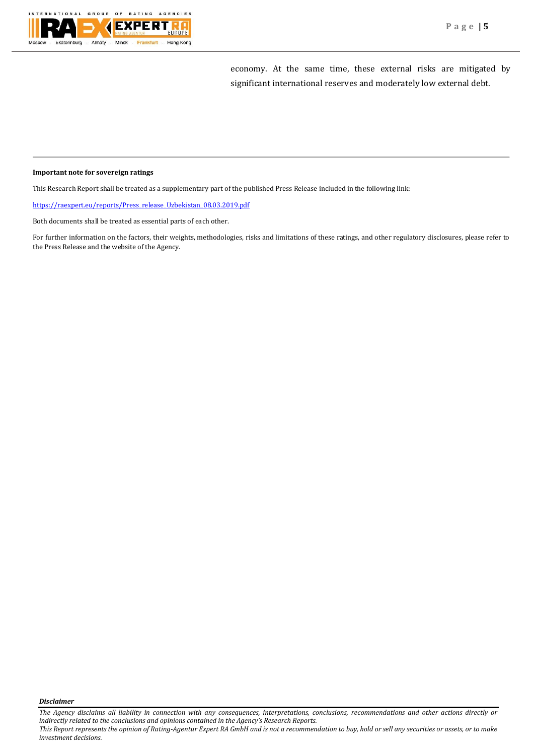economy. At the same time, these external risks are mitigated by significant international reserves and moderately low external debt.

---

**Important note for sovereign ratings**

This Research Report shall be treated as a supplementary part of the published Press Release included in the following link:

https://raexpert.eu/reports/Press_release_Uzbekistan_08.03.2019.pdf

Both documents shall be treated as essential parts of each other.

For further information on the factors, their weights, methodologies, risks and limitations of these ratings, and other regulatory disclosures, please refer to the Press Release and the website of the Agency.

***Disclaimer***

*The Agency disclaims all liability in connection with any consequences, interpretations, conclusions, recommendations and other actions directly or indirectly related to the conclusions and opinions contained in the Agency's Research Reports.*

*This Report represents the opinion of Rating-Agentur Expert RA GmbH and is not a recommendation to buy, hold or sell any securities or assets, or to make investment decisions.*